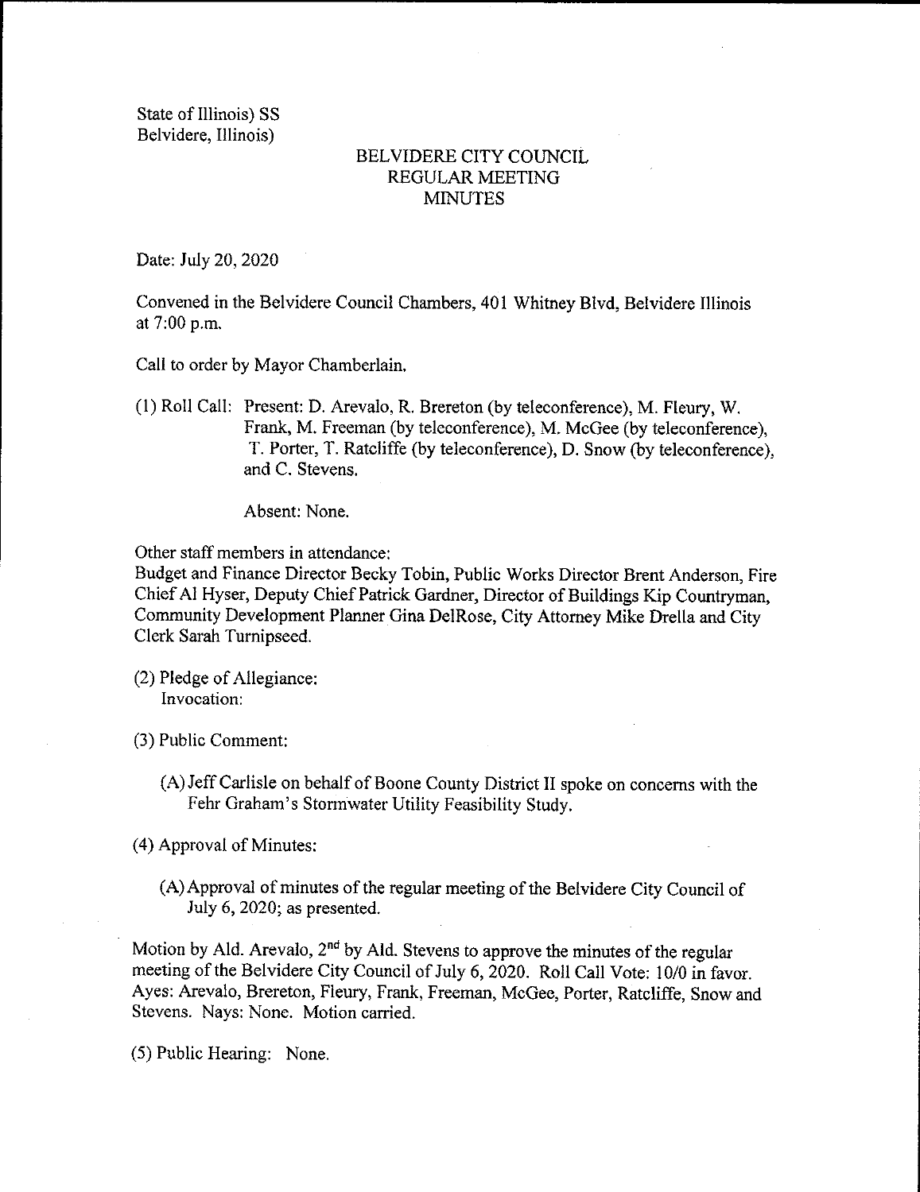State of Illinois) SS
Belvidere, Illinois)

# BELVIDERE CITY COUNCIL
## REGULAR MEETING
## MINUTES

Date: July 20, 2020

Convened in the Belvidere Council Chambers, 401 Whitney Blvd, Belvidere Illinois at 7:00 p.m.

Call to order by Mayor Chamberlain.

(1) Roll Call: Present: D. Arevalo, R. Brereton (by teleconference), M. Fleury, W. Frank, M. Freeman (by teleconference), M. McGee (by teleconference), T. Porter, T. Ratcliffe (by teleconference), D. Snow (by teleconference), and C. Stevens.

Absent: None.

Other staff members in attendance:
Budget and Finance Director Becky Tobin, Public Works Director Brent Anderson, Fire Chief Al Hyser, Deputy Chief Patrick Gardner, Director of Buildings Kip Countryman, Community Development Planner Gina DelRose, City Attorney Mike Drella and City Clerk Sarah Turnipseed.

(2) Pledge of Allegiance:
Invocation:

(3) Public Comment:

(A) Jeff Carlisle on behalf of Boone County District II spoke on concerns with the Fehr Graham's Stormwater Utility Feasibility Study.

(4) Approval of Minutes:

(A) Approval of minutes of the regular meeting of the Belvidere City Council of July 6, 2020; as presented.

Motion by Ald. Arevalo, 2nd by Ald. Stevens to approve the minutes of the regular meeting of the Belvidere City Council of July 6, 2020. Roll Call Vote: 10/0 in favor. Ayes: Arevalo, Brereton, Fleury, Frank, Freeman, McGee, Porter, Ratcliffe, Snow and Stevens. Nays: None. Motion carried.

(5) Public Hearing: None.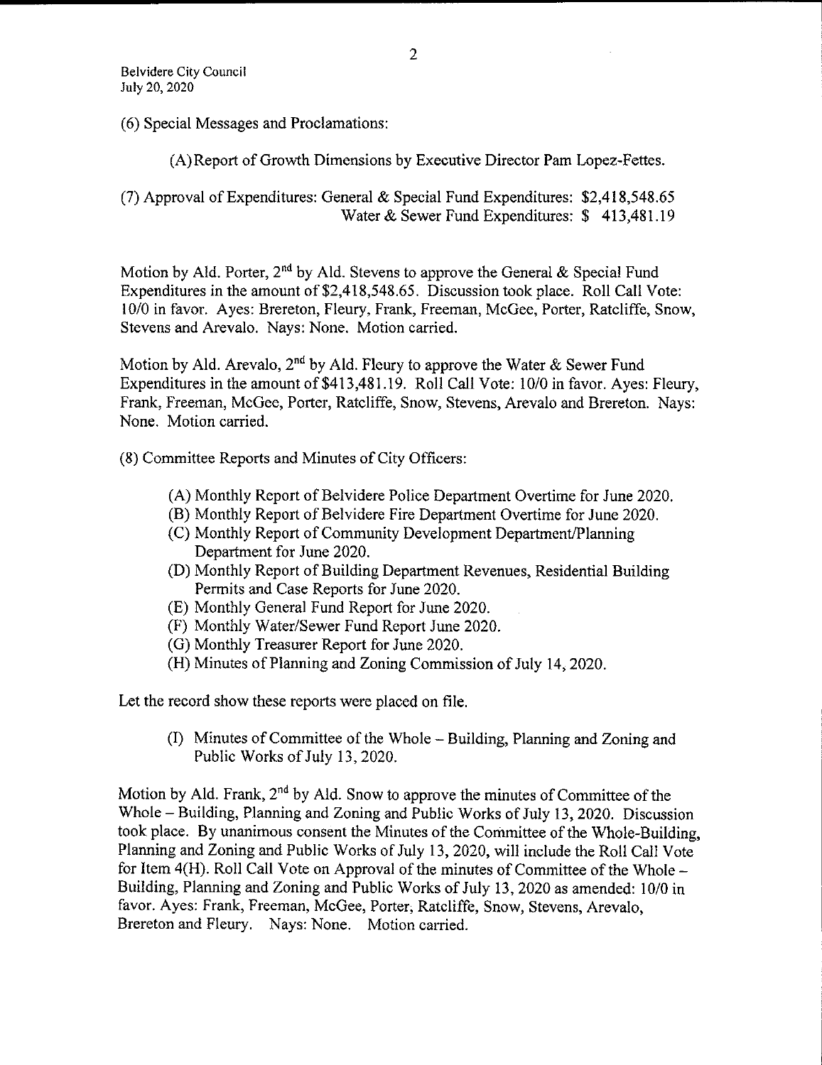(6) Special Messages and Proclamations:

(A) Report of Growth Dimensions by Executive Director Pam Lopez-Fettes.

(7) Approval of Expenditures: General & Special Fund Expenditures: $2,418,548.65
Water & Sewer Fund Expenditures: $ 413,481.19

Motion by Ald. Porter, 2nd by Ald. Stevens to approve the General & Special Fund Expenditures in the amount of $2,418,548.65. Discussion took place. Roll Call Vote: 10/0 in favor. Ayes: Brereton, Fleury, Frank, Freeman, McGee, Porter, Ratcliffe, Snow, Stevens and Arevalo. Nays: None. Motion carried.

Motion by Ald. Arevalo, 2nd by Ald. Fleury to approve the Water & Sewer Fund Expenditures in the amount of $413,481.19. Roll Call Vote: 10/0 in favor. Ayes: Fleury, Frank, Freeman, McGee, Porter, Ratcliffe, Snow, Stevens, Arevalo and Brereton. Nays: None. Motion carried.

(8) Committee Reports and Minutes of City Officers:

(A) Monthly Report of Belvidere Police Department Overtime for June 2020.
(B) Monthly Report of Belvidere Fire Department Overtime for June 2020.
(C) Monthly Report of Community Development Department/Planning Department for June 2020.
(D) Monthly Report of Building Department Revenues, Residential Building Permits and Case Reports for June 2020.
(E) Monthly General Fund Report for June 2020.
(F) Monthly Water/Sewer Fund Report June 2020.
(G) Monthly Treasurer Report for June 2020.
(H) Minutes of Planning and Zoning Commission of July 14, 2020.

Let the record show these reports were placed on file.

(I) Minutes of Committee of the Whole – Building, Planning and Zoning and Public Works of July 13, 2020.

Motion by Ald. Frank, 2nd by Ald. Snow to approve the minutes of Committee of the Whole – Building, Planning and Zoning and Public Works of July 13, 2020. Discussion took place. By unanimous consent the Minutes of the Committee of the Whole-Building, Planning and Zoning and Public Works of July 13, 2020, will include the Roll Call Vote for Item 4(H). Roll Call Vote on Approval of the minutes of Committee of the Whole – Building, Planning and Zoning and Public Works of July 13, 2020 as amended: 10/0 in favor. Ayes: Frank, Freeman, McGee, Porter, Ratcliffe, Snow, Stevens, Arevalo, Brereton and Fleury. Nays: None. Motion carried.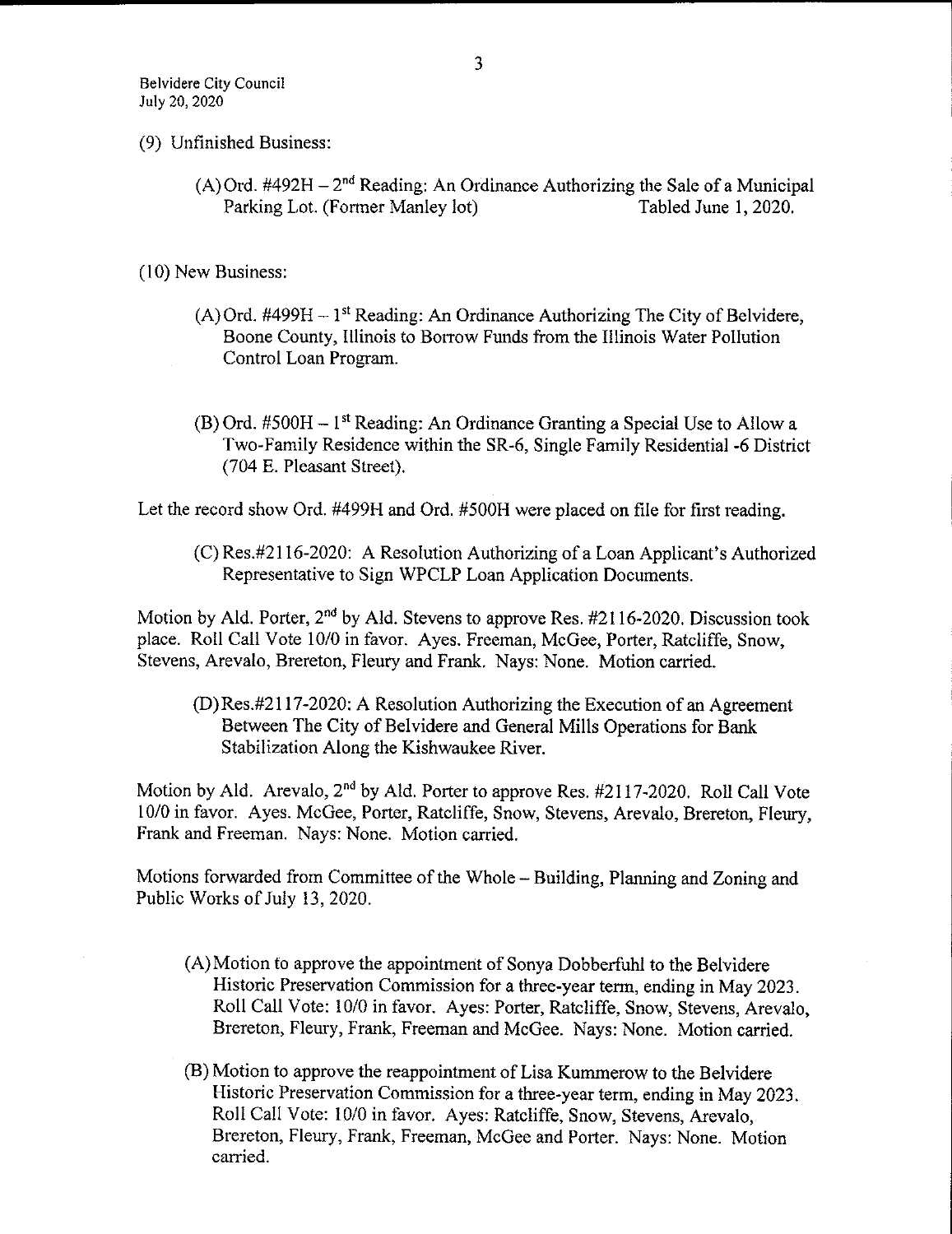(9) Unfinished Business:

(A) Ord. #492H – 2nd Reading: An Ordinance Authorizing the Sale of a Municipal Parking Lot. (Former Manley lot) Tabled June 1, 2020.

(10) New Business:

(A) Ord. #499H – 1st Reading: An Ordinance Authorizing The City of Belvidere, Boone County, Illinois to Borrow Funds from the Illinois Water Pollution Control Loan Program.

(B) Ord. #500H – 1st Reading: An Ordinance Granting a Special Use to Allow a Two-Family Residence within the SR-6, Single Family Residential -6 District (704 E. Pleasant Street).

Let the record show Ord. #499H and Ord. #500H were placed on file for first reading.

(C) Res.#2116-2020: A Resolution Authorizing of a Loan Applicant's Authorized Representative to Sign WPCLP Loan Application Documents.

Motion by Ald. Porter, 2nd by Ald. Stevens to approve Res. #2116-2020. Discussion took place. Roll Call Vote 10/0 in favor. Ayes. Freeman, McGee, Porter, Ratcliffe, Snow, Stevens, Arevalo, Brereton, Fleury and Frank. Nays: None. Motion carried.

(D) Res.#2117-2020: A Resolution Authorizing the Execution of an Agreement Between The City of Belvidere and General Mills Operations for Bank Stabilization Along the Kishwaukee River.

Motion by Ald. Arevalo, 2nd by Ald. Porter to approve Res. #2117-2020. Roll Call Vote 10/0 in favor. Ayes. McGee, Porter, Ratcliffe, Snow, Stevens, Arevalo, Brereton, Fleury, Frank and Freeman. Nays: None. Motion carried.

Motions forwarded from Committee of the Whole – Building, Planning and Zoning and Public Works of July 13, 2020.

(A) Motion to approve the appointment of Sonya Dobberfuhl to the Belvidere Historic Preservation Commission for a three-year term, ending in May 2023. Roll Call Vote: 10/0 in favor. Ayes: Porter, Ratcliffe, Snow, Stevens, Arevalo, Brereton, Fleury, Frank, Freeman and McGee. Nays: None. Motion carried.

(B) Motion to approve the reappointment of Lisa Kummerow to the Belvidere Historic Preservation Commission for a three-year term, ending in May 2023. Roll Call Vote: 10/0 in favor. Ayes: Ratcliffe, Snow, Stevens, Arevalo, Brereton, Fleury, Frank, Freeman, McGee and Porter. Nays: None. Motion carried.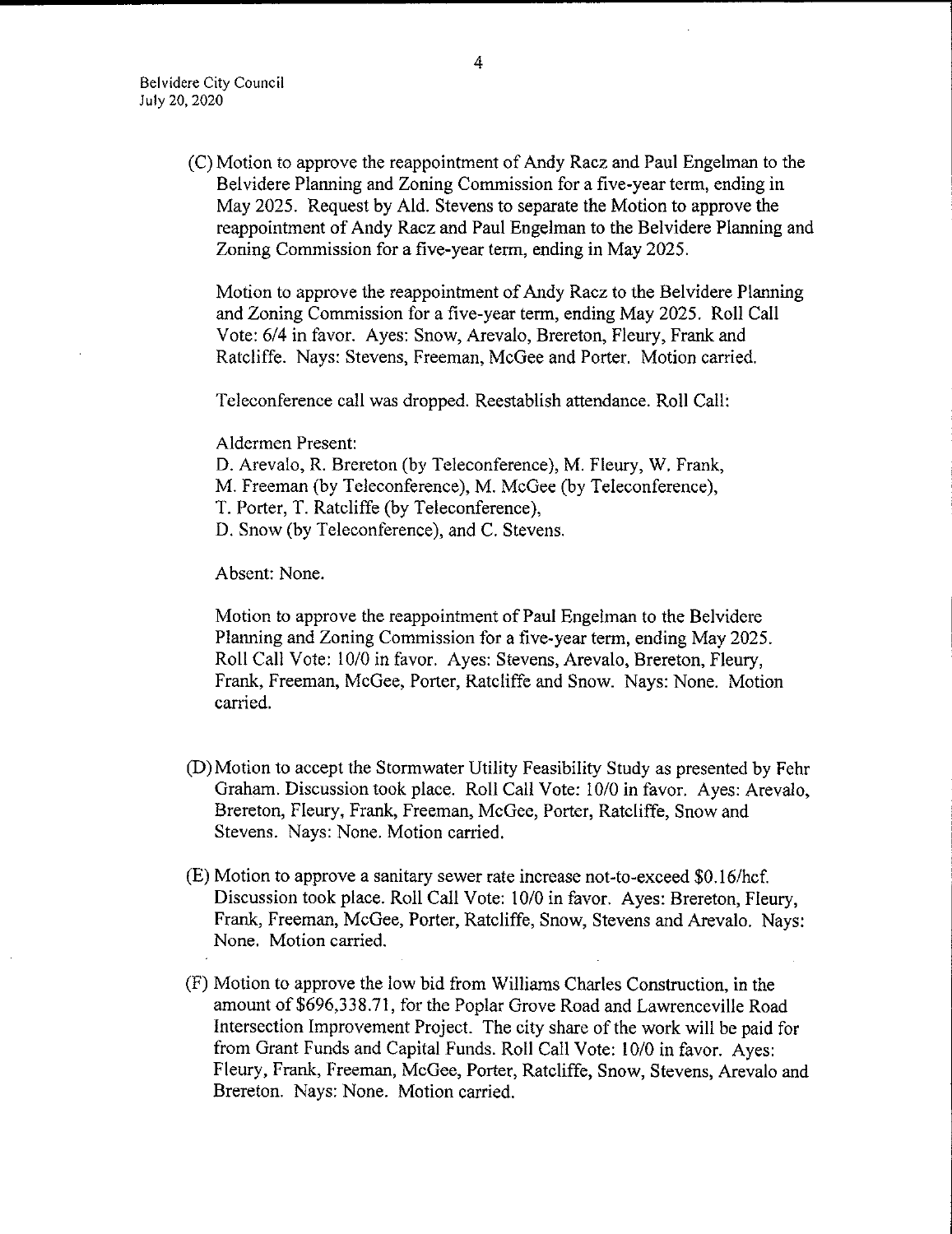(C) Motion to approve the reappointment of Andy Racz and Paul Engelman to the Belvidere Planning and Zoning Commission for a five-year term, ending in May 2025. Request by Ald. Stevens to separate the Motion to approve the reappointment of Andy Racz and Paul Engelman to the Belvidere Planning and Zoning Commission for a five-year term, ending in May 2025.

Motion to approve the reappointment of Andy Racz to the Belvidere Planning and Zoning Commission for a five-year term, ending May 2025. Roll Call Vote: 6/4 in favor. Ayes: Snow, Arevalo, Brereton, Fleury, Frank and Ratcliffe. Nays: Stevens, Freeman, McGee and Porter. Motion carried.

Teleconference call was dropped. Reestablish attendance. Roll Call:

Aldermen Present:
D. Arevalo, R. Brereton (by Teleconference), M. Fleury, W. Frank,
M. Freeman (by Teleconference), M. McGee (by Teleconference),
T. Porter, T. Ratcliffe (by Teleconference),
D. Snow (by Teleconference), and C. Stevens.

Absent: None.

Motion to approve the reappointment of Paul Engelman to the Belvidere Planning and Zoning Commission for a five-year term, ending May 2025. Roll Call Vote: 10/0 in favor. Ayes: Stevens, Arevalo, Brereton, Fleury, Frank, Freeman, McGee, Porter, Ratcliffe and Snow. Nays: None. Motion carried.

(D) Motion to accept the Stormwater Utility Feasibility Study as presented by Fehr Graham. Discussion took place. Roll Call Vote: 10/0 in favor. Ayes: Arevalo, Brereton, Fleury, Frank, Freeman, McGee, Porter, Ratcliffe, Snow and Stevens. Nays: None. Motion carried.

(E) Motion to approve a sanitary sewer rate increase not-to-exceed $0.16/hcf. Discussion took place. Roll Call Vote: 10/0 in favor. Ayes: Brereton, Fleury, Frank, Freeman, McGee, Porter, Ratcliffe, Snow, Stevens and Arevalo. Nays: None. Motion carried.

(F) Motion to approve the low bid from Williams Charles Construction, in the amount of $696,338.71, for the Poplar Grove Road and Lawrenceville Road Intersection Improvement Project. The city share of the work will be paid for from Grant Funds and Capital Funds. Roll Call Vote: 10/0 in favor. Ayes: Fleury, Frank, Freeman, McGee, Porter, Ratcliffe, Snow, Stevens, Arevalo and Brereton. Nays: None. Motion carried.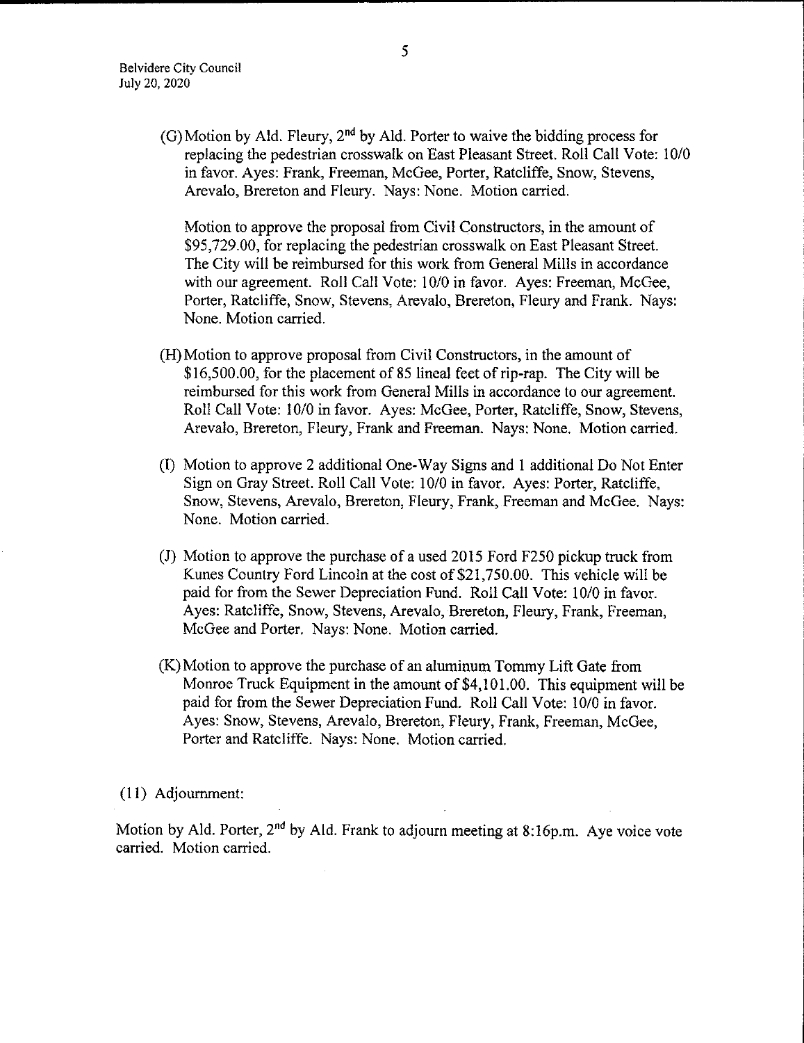(G) Motion by Ald. Fleury, 2nd by Ald. Porter to waive the bidding process for replacing the pedestrian crosswalk on East Pleasant Street. Roll Call Vote: 10/0 in favor. Ayes: Frank, Freeman, McGee, Porter, Ratcliffe, Snow, Stevens, Arevalo, Brereton and Fleury. Nays: None. Motion carried.

Motion to approve the proposal from Civil Constructors, in the amount of $95,729.00, for replacing the pedestrian crosswalk on East Pleasant Street. The City will be reimbursed for this work from General Mills in accordance with our agreement. Roll Call Vote: 10/0 in favor. Ayes: Freeman, McGee, Porter, Ratcliffe, Snow, Stevens, Arevalo, Brereton, Fleury and Frank. Nays: None. Motion carried.

(H) Motion to approve proposal from Civil Constructors, in the amount of $16,500.00, for the placement of 85 lineal feet of rip-rap. The City will be reimbursed for this work from General Mills in accordance to our agreement. Roll Call Vote: 10/0 in favor. Ayes: McGee, Porter, Ratcliffe, Snow, Stevens, Arevalo, Brereton, Fleury, Frank and Freeman. Nays: None. Motion carried.

(I) Motion to approve 2 additional One-Way Signs and 1 additional Do Not Enter Sign on Gray Street. Roll Call Vote: 10/0 in favor. Ayes: Porter, Ratcliffe, Snow, Stevens, Arevalo, Brereton, Fleury, Frank, Freeman and McGee. Nays: None. Motion carried.

(J) Motion to approve the purchase of a used 2015 Ford F250 pickup truck from Kunes Country Ford Lincoln at the cost of $21,750.00. This vehicle will be paid for from the Sewer Depreciation Fund. Roll Call Vote: 10/0 in favor. Ayes: Ratcliffe, Snow, Stevens, Arevalo, Brereton, Fleury, Frank, Freeman, McGee and Porter. Nays: None. Motion carried.

(K) Motion to approve the purchase of an aluminum Tommy Lift Gate from Monroe Truck Equipment in the amount of $4,101.00. This equipment will be paid for from the Sewer Depreciation Fund. Roll Call Vote: 10/0 in favor. Ayes: Snow, Stevens, Arevalo, Brereton, Fleury, Frank, Freeman, McGee, Porter and Ratcliffe. Nays: None. Motion carried.

(11) Adjournment:

Motion by Ald. Porter, 2nd by Ald. Frank to adjourn meeting at 8:16p.m. Aye voice vote carried. Motion carried.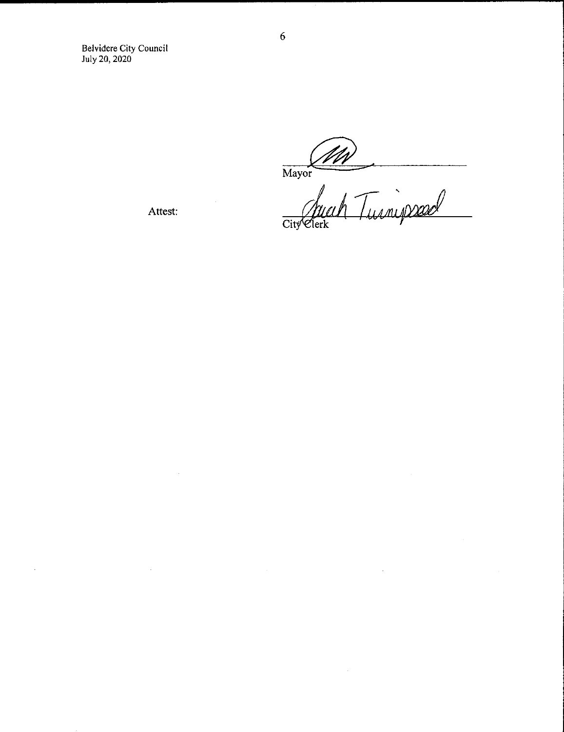Mayor

Attest:

City Clerk